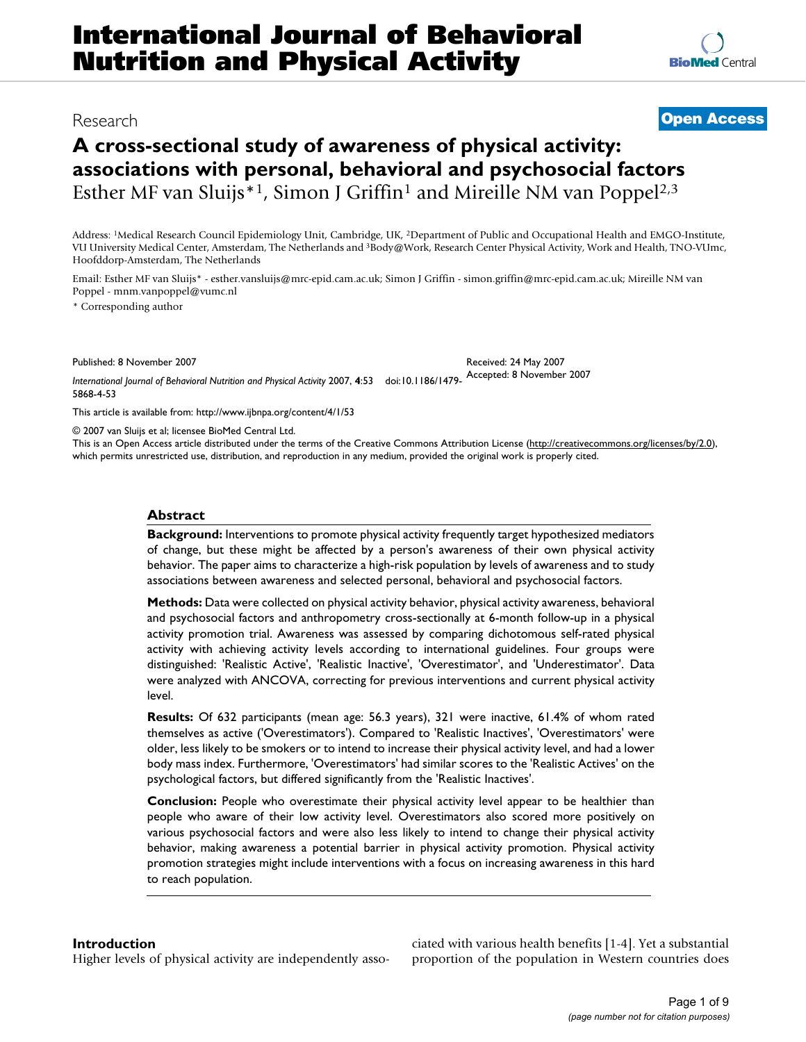# International Journal of Behavioral Nutrition and Physical Activity

Research

**Open Access**

## A cross-sectional study of awareness of physical activity: associations with personal, behavioral and psychosocial factors

Esther MF van Sluijs*[1], Simon J Griffin[1] and Mireille NM van Poppel[2,3]

Address: [1]Medical Research Council Epidemiology Unit, Cambridge, UK, [2]Department of Public and Occupational Health and EMGO-Institute, VU University Medical Center, Amsterdam, The Netherlands and [3]Body@Work, Research Center Physical Activity, Work and Health, TNO-VUmc, Hoofddorp-Amsterdam, The Netherlands

Email: Esther MF van Sluijs* - esther.vansluijs@mrc-epid.cam.ac.uk; Simon J Griffin - simon.griffin@mrc-epid.cam.ac.uk; Mireille NM van Poppel - mnm.vanpoppel@vumc.nl

\* Corresponding author

Published: 8 November 2007

*International Journal of Behavioral Nutrition and Physical Activity* 2007, **4**:53 doi:10.1186/1479-5868-4-53

Received: 24 May 2007
Accepted: 8 November 2007

This article is available from: http://www.ijbnpa.org/content/4/1/53

© 2007 van Sluijs et al; licensee BioMed Central Ltd.
This is an Open Access article distributed under the terms of the Creative Commons Attribution License (http://creativecommons.org/licenses/by/2.0), which permits unrestricted use, distribution, and reproduction in any medium, provided the original work is properly cited.

### Abstract

**Background:** Interventions to promote physical activity frequently target hypothesized mediators of change, but these might be affected by a person's awareness of their own physical activity behavior. The paper aims to characterize a high-risk population by levels of awareness and to study associations between awareness and selected personal, behavioral and psychosocial factors.

**Methods:** Data were collected on physical activity behavior, physical activity awareness, behavioral and psychosocial factors and anthropometry cross-sectionally at 6-month follow-up in a physical activity promotion trial. Awareness was assessed by comparing dichotomous self-rated physical activity with achieving activity levels according to international guidelines. Four groups were distinguished: 'Realistic Active', 'Realistic Inactive', 'Overestimator', and 'Underestimator'. Data were analyzed with ANCOVA, correcting for previous interventions and current physical activity level.

**Results:** Of 632 participants (mean age: 56.3 years), 321 were inactive, 61.4% of whom rated themselves as active ('Overestimators'). Compared to 'Realistic Inactives', 'Overestimators' were older, less likely to be smokers or to intend to increase their physical activity level, and had a lower body mass index. Furthermore, 'Overestimators' had similar scores to the 'Realistic Actives' on the psychological factors, but differed significantly from the 'Realistic Inactives'.

**Conclusion:** People who overestimate their physical activity level appear to be healthier than people who aware of their low activity level. Overestimators also scored more positively on various psychosocial factors and were also less likely to intend to change their physical activity behavior, making awareness a potential barrier in physical activity promotion. Physical activity promotion strategies might include interventions with a focus on increasing awareness in this hard to reach population.

### Introduction

Higher levels of physical activity are independently associated with various health benefits [1-4]. Yet a substantial proportion of the population in Western countries does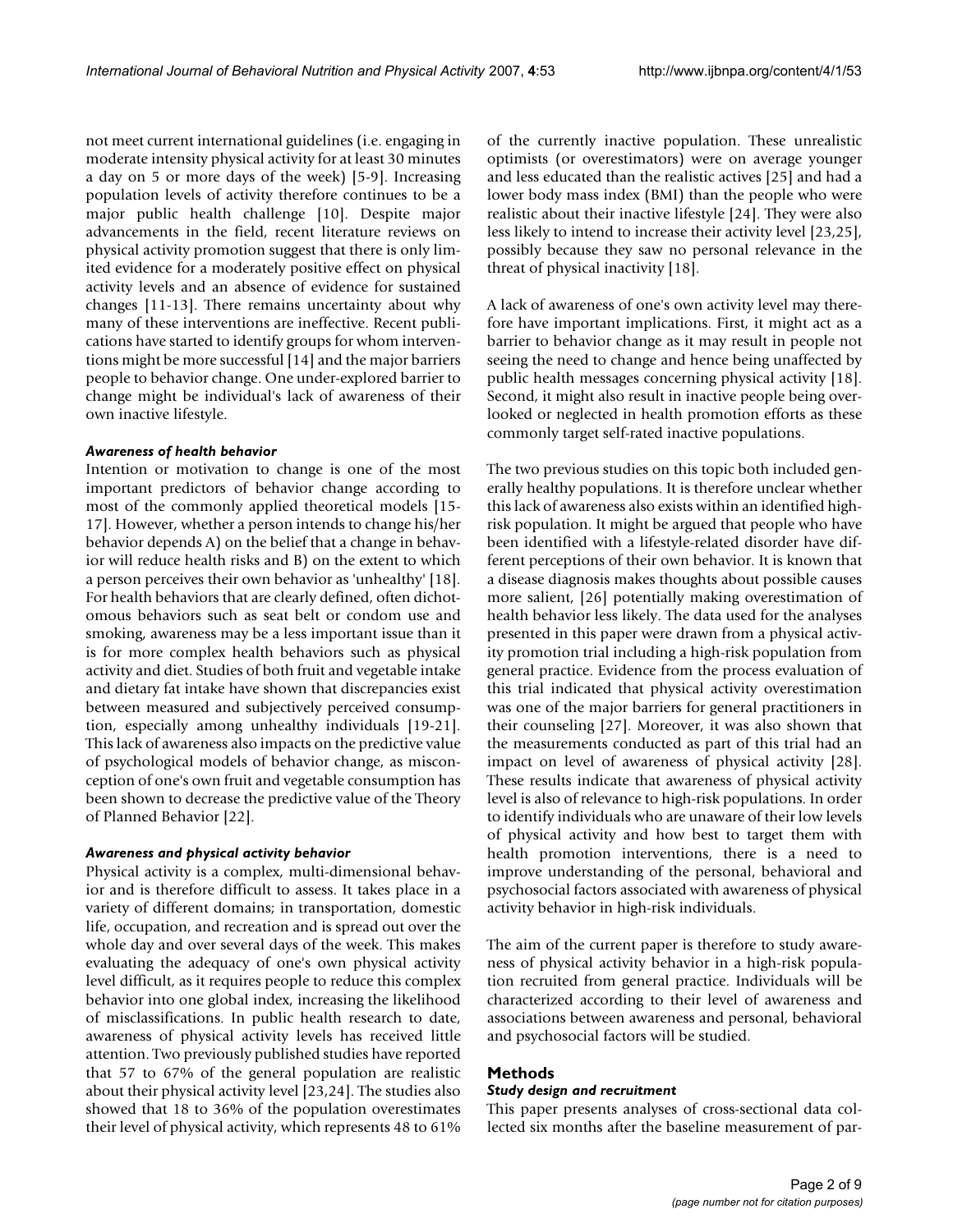not meet current international guidelines (i.e. engaging in moderate intensity physical activity for at least 30 minutes a day on 5 or more days of the week) [5-9]. Increasing population levels of activity therefore continues to be a major public health challenge [10]. Despite major advancements in the field, recent literature reviews on physical activity promotion suggest that there is only limited evidence for a moderately positive effect on physical activity levels and an absence of evidence for sustained changes [11-13]. There remains uncertainty about why many of these interventions are ineffective. Recent publications have started to identify groups for whom interventions might be more successful [14] and the major barriers people to behavior change. One under-explored barrier to change might be individual's lack of awareness of their own inactive lifestyle.

### *Awareness of health behavior*

Intention or motivation to change is one of the most important predictors of behavior change according to most of the commonly applied theoretical models [15-17]. However, whether a person intends to change his/her behavior depends A) on the belief that a change in behavior will reduce health risks and B) on the extent to which a person perceives their own behavior as 'unhealthy' [18]. For health behaviors that are clearly defined, often dichotomous behaviors such as seat belt or condom use and smoking, awareness may be a less important issue than it is for more complex health behaviors such as physical activity and diet. Studies of both fruit and vegetable intake and dietary fat intake have shown that discrepancies exist between measured and subjectively perceived consumption, especially among unhealthy individuals [19-21]. This lack of awareness also impacts on the predictive value of psychological models of behavior change, as misconception of one's own fruit and vegetable consumption has been shown to decrease the predictive value of the Theory of Planned Behavior [22].

### *Awareness and physical activity behavior*

Physical activity is a complex, multi-dimensional behavior and is therefore difficult to assess. It takes place in a variety of different domains; in transportation, domestic life, occupation, and recreation and is spread out over the whole day and over several days of the week. This makes evaluating the adequacy of one's own physical activity level difficult, as it requires people to reduce this complex behavior into one global index, increasing the likelihood of misclassifications. In public health research to date, awareness of physical activity levels has received little attention. Two previously published studies have reported that 57 to 67% of the general population are realistic about their physical activity level [23,24]. The studies also showed that 18 to 36% of the population overestimates their level of physical activity, which represents 48 to 61% of the currently inactive population. These unrealistic optimists (or overestimators) were on average younger and less educated than the realistic actives [25] and had a lower body mass index (BMI) than the people who were realistic about their inactive lifestyle [24]. They were also less likely to intend to increase their activity level [23,25], possibly because they saw no personal relevance in the threat of physical inactivity [18].

A lack of awareness of one's own activity level may therefore have important implications. First, it might act as a barrier to behavior change as it may result in people not seeing the need to change and hence being unaffected by public health messages concerning physical activity [18]. Second, it might also result in inactive people being overlooked or neglected in health promotion efforts as these commonly target self-rated inactive populations.

The two previous studies on this topic both included generally healthy populations. It is therefore unclear whether this lack of awareness also exists within an identified high-risk population. It might be argued that people who have been identified with a lifestyle-related disorder have different perceptions of their own behavior. It is known that a disease diagnosis makes thoughts about possible causes more salient, [26] potentially making overestimation of health behavior less likely. The data used for the analyses presented in this paper were drawn from a physical activity promotion trial including a high-risk population from general practice. Evidence from the process evaluation of this trial indicated that physical activity overestimation was one of the major barriers for general practitioners in their counseling [27]. Moreover, it was also shown that the measurements conducted as part of this trial had an impact on level of awareness of physical activity [28]. These results indicate that awareness of physical activity level is also of relevance to high-risk populations. In order to identify individuals who are unaware of their low levels of physical activity and how best to target them with health promotion interventions, there is a need to improve understanding of the personal, behavioral and psychosocial factors associated with awareness of physical activity behavior in high-risk individuals.

The aim of the current paper is therefore to study awareness of physical activity behavior in a high-risk population recruited from general practice. Individuals will be characterized according to their level of awareness and associations between awareness and personal, behavioral and psychosocial factors will be studied.

## Methods

### *Study design and recruitment*

This paper presents analyses of cross-sectional data collected six months after the baseline measurement of par-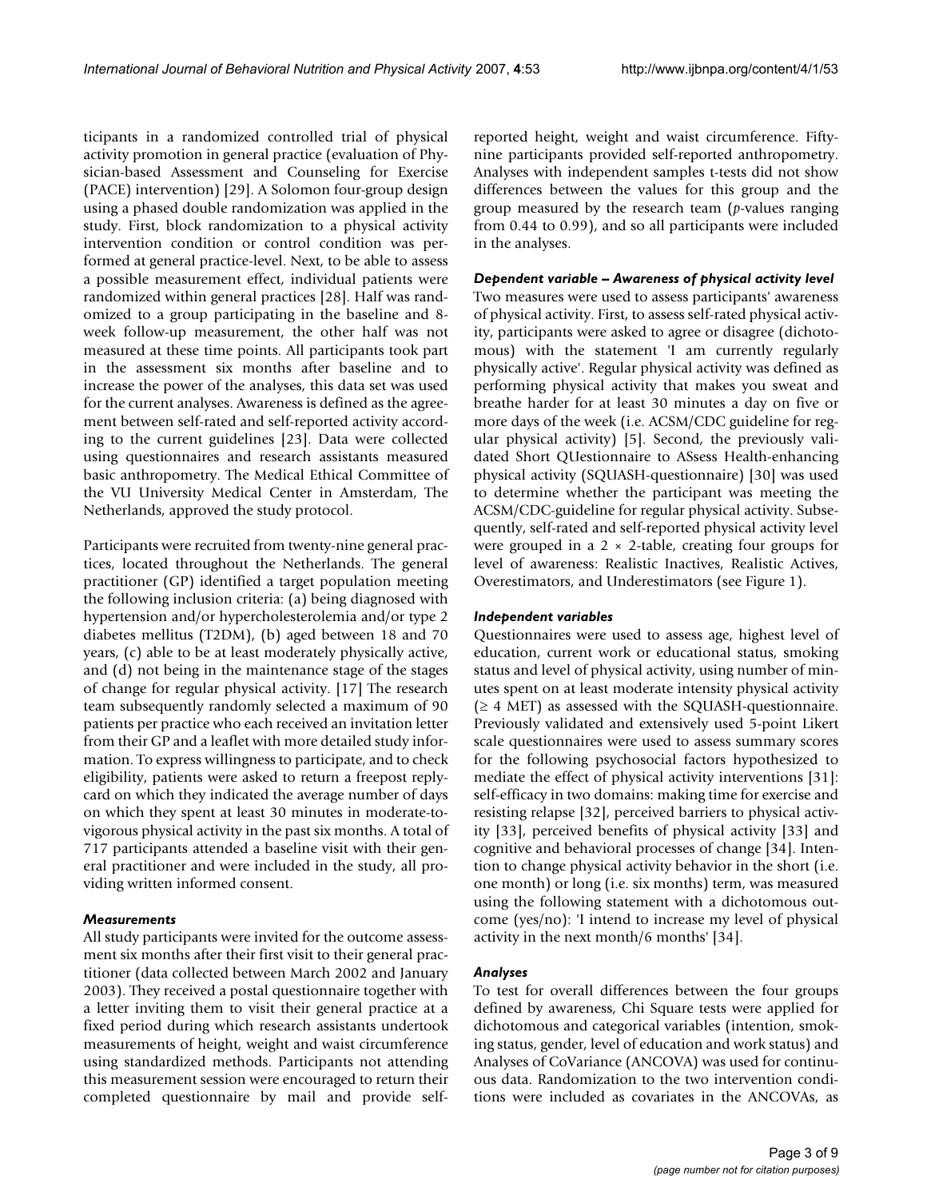ticipants in a randomized controlled trial of physical activity promotion in general practice (evaluation of Physician-based Assessment and Counseling for Exercise (PACE) intervention) [29]. A Solomon four-group design using a phased double randomization was applied in the study. First, block randomization to a physical activity intervention condition or control condition was performed at general practice-level. Next, to be able to assess a possible measurement effect, individual patients were randomized within general practices [28]. Half was randomized to a group participating in the baseline and 8-week follow-up measurement, the other half was not measured at these time points. All participants took part in the assessment six months after baseline and to increase the power of the analyses, this data set was used for the current analyses. Awareness is defined as the agreement between self-rated and self-reported activity according to the current guidelines [23]. Data were collected using questionnaires and research assistants measured basic anthropometry. The Medical Ethical Committee of the VU University Medical Center in Amsterdam, The Netherlands, approved the study protocol.

Participants were recruited from twenty-nine general practices, located throughout the Netherlands. The general practitioner (GP) identified a target population meeting the following inclusion criteria: (a) being diagnosed with hypertension and/or hypercholesterolemia and/or type 2 diabetes mellitus (T2DM), (b) aged between 18 and 70 years, (c) able to be at least moderately physically active, and (d) not being in the maintenance stage of the stages of change for regular physical activity. [17] The research team subsequently randomly selected a maximum of 90 patients per practice who each received an invitation letter from their GP and a leaflet with more detailed study information. To express willingness to participate, and to check eligibility, patients were asked to return a freepost reply-card on which they indicated the average number of days on which they spent at least 30 minutes in moderate-to-vigorous physical activity in the past six months. A total of 717 participants attended a baseline visit with their general practitioner and were included in the study, all providing written informed consent.

### *Measurements*

All study participants were invited for the outcome assessment six months after their first visit to their general practitioner (data collected between March 2002 and January 2003). They received a postal questionnaire together with a letter inviting them to visit their general practice at a fixed period during which research assistants undertook measurements of height, weight and waist circumference using standardized methods. Participants not attending this measurement session were encouraged to return their completed questionnaire by mail and provide self-reported height, weight and waist circumference. Fifty-nine participants provided self-reported anthropometry. Analyses with independent samples t-tests did not show differences between the values for this group and the group measured by the research team (*p*-values ranging from 0.44 to 0.99), and so all participants were included in the analyses.

### *Dependent variable – Awareness of physical activity level*

Two measures were used to assess participants' awareness of physical activity. First, to assess self-rated physical activity, participants were asked to agree or disagree (dichotomous) with the statement 'I am currently regularly physically active'. Regular physical activity was defined as performing physical activity that makes you sweat and breathe harder for at least 30 minutes a day on five or more days of the week (i.e. ACSM/CDC guideline for regular physical activity) [5]. Second, the previously validated Short QUestionnaire to ASsess Health-enhancing physical activity (SQUASH-questionnaire) [30] was used to determine whether the participant was meeting the ACSM/CDC-guideline for regular physical activity. Subsequently, self-rated and self-reported physical activity level were grouped in a $2 \times 2$-table, creating four groups for level of awareness: Realistic Inactives, Realistic Actives, Overestimators, and Underestimators (see Figure 1).

### *Independent variables*

Questionnaires were used to assess age, highest level of education, current work or educational status, smoking status and level of physical activity, using number of minutes spent on at least moderate intensity physical activity ($\geq$ 4 MET) as assessed with the SQUASH-questionnaire. Previously validated and extensively used 5-point Likert scale questionnaires were used to assess summary scores for the following psychosocial factors hypothesized to mediate the effect of physical activity interventions [31]: self-efficacy in two domains: making time for exercise and resisting relapse [32], perceived barriers to physical activity [33], perceived benefits of physical activity [33] and cognitive and behavioral processes of change [34]. Intention to change physical activity behavior in the short (i.e. one month) or long (i.e. six months) term, was measured using the following statement with a dichotomous outcome (yes/no): 'I intend to increase my level of physical activity in the next month/6 months' [34].

### *Analyses*

To test for overall differences between the four groups defined by awareness, Chi Square tests were applied for dichotomous and categorical variables (intention, smoking status, gender, level of education and work status) and Analyses of CoVariance (ANCOVA) was used for continuous data. Randomization to the two intervention conditions were included as covariates in the ANCOVAs, as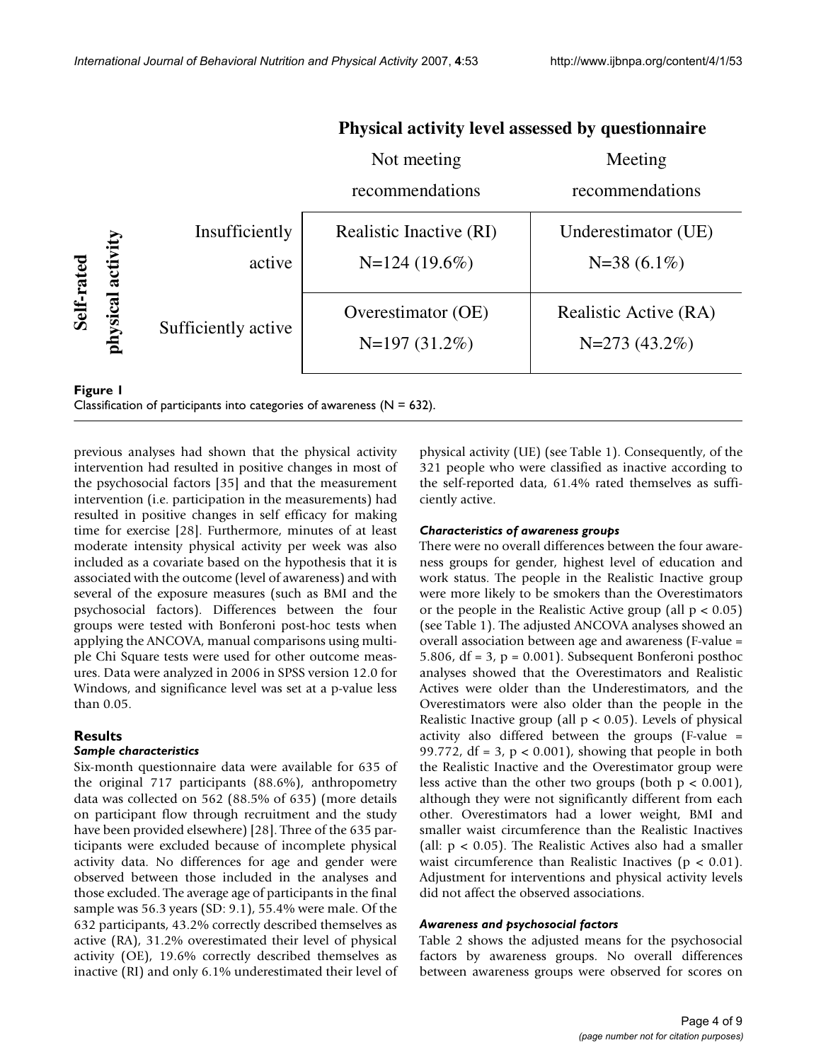| | | Physical activity level assessed by questionnaire | |
|---|---|---|---|
| | | Not meeting recommendations | Meeting recommendations |
| Self-rated physical activity | Insufficiently active | Realistic Inactive (RI) N=124 (19.6%) | Underestimator (UE) N=38 (6.1%) |
| | Sufficiently active | Overestimator (OE) N=197 (31.2%) | Realistic Active (RA) N=273 (43.2%) |

**Figure 1**
Classification of participants into categories of awareness (N = 632).

previous analyses had shown that the physical activity intervention had resulted in positive changes in most of the psychosocial factors [35] and that the measurement intervention (i.e. participation in the measurements) had resulted in positive changes in self efficacy for making time for exercise [28]. Furthermore, minutes of at least moderate intensity physical activity per week was also included as a covariate based on the hypothesis that it is associated with the outcome (level of awareness) and with several of the exposure measures (such as BMI and the psychosocial factors). Differences between the four groups were tested with Bonferoni post-hoc tests when applying the ANCOVA, manual comparisons using multiple Chi Square tests were used for other outcome measures. Data were analyzed in 2006 in SPSS version 12.0 for Windows, and significance level was set at a p-value less than 0.05.

## Results

### *Sample characteristics*

Six-month questionnaire data were available for 635 of the original 717 participants (88.6%), anthropometry data was collected on 562 (88.5% of 635) (more details on participant flow through recruitment and the study have been provided elsewhere) [28]. Three of the 635 participants were excluded because of incomplete physical activity data. No differences for age and gender were observed between those included in the analyses and those excluded. The average age of participants in the final sample was 56.3 years (SD: 9.1), 55.4% were male. Of the 632 participants, 43.2% correctly described themselves as active (RA), 31.2% overestimated their level of physical activity (OE), 19.6% correctly described themselves as inactive (RI) and only 6.1% underestimated their level of physical activity (UE) (see Table 1). Consequently, of the 321 people who were classified as inactive according to the self-reported data, 61.4% rated themselves as sufficiently active.

### *Characteristics of awareness groups*

There were no overall differences between the four awareness groups for gender, highest level of education and work status. The people in the Realistic Inactive group were more likely to be smokers than the Overestimators or the people in the Realistic Active group (all $p < 0.05$) (see Table 1). The adjusted ANCOVA analyses showed an overall association between age and awareness (F-value = 5.806, df = 3, p = 0.001). Subsequent Bonferoni posthoc analyses showed that the Overestimators and Realistic Actives were older than the Underestimators, and the Overestimators were also older than the people in the Realistic Inactive group (all $p < 0.05$). Levels of physical activity also differed between the groups (F-value = 99.772, df = 3, $p < 0.001$), showing that people in both the Realistic Inactive and the Overestimator group were less active than the other two groups (both $p < 0.001$), although they were not significantly different from each other. Overestimators had a lower weight, BMI and smaller waist circumference than the Realistic Inactives (all: $p < 0.05$). The Realistic Actives also had a smaller waist circumference than Realistic Inactives ($p < 0.01$). Adjustment for interventions and physical activity levels did not affect the observed associations.

### *Awareness and psychosocial factors*

Table 2 shows the adjusted means for the psychosocial factors by awareness groups. No overall differences between awareness groups were observed for scores on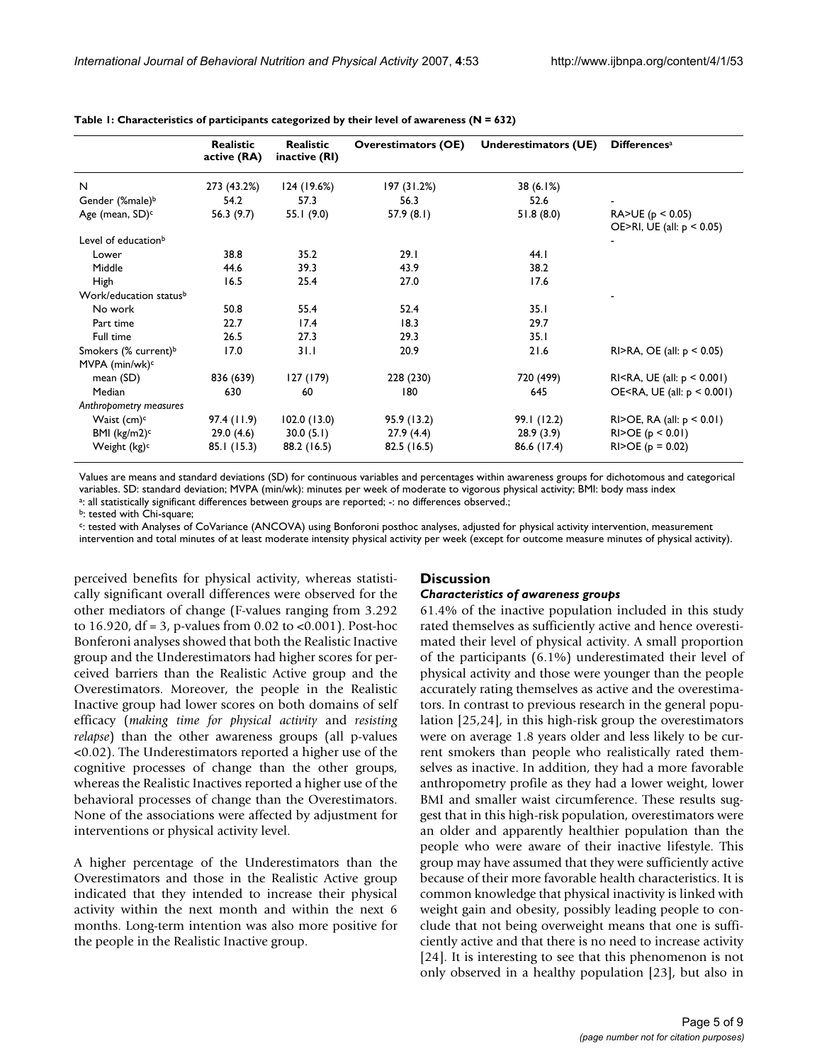**Table 1: Characteristics of participants categorized by their level of awareness (N = 632)**

| | Realistic active (RA) | Realistic inactive (RI) | Overestimators (OE) | Underestimators (UE) | Differences[a] |
|---|---|---|---|---|---|
| N | 273 (43.2%) | 124 (19.6%) | 197 (31.2%) | 38 (6.1%) | |
| Gender (%male)[b] | 54.2 | 57.3 | 56.3 | 52.6 | - |
| Age (mean, SD)[c] | 56.3 (9.7) | 55.1 (9.0) | 57.9 (8.1) | 51.8 (8.0) | RA>UE ($p < 0.05$) OE>RI, UE (all: $p < 0.05$) |
| Level of education[b] | | | | | - |
| Lower | 38.8 | 35.2 | 29.1 | 44.1 | |
| Middle | 44.6 | 39.3 | 43.9 | 38.2 | |
| High | 16.5 | 25.4 | 27.0 | 17.6 | |
| Work/education status[b] | | | | | - |
| No work | 50.8 | 55.4 | 52.4 | 35.1 | |
| Part time | 22.7 | 17.4 | 18.3 | 29.7 | |
| Full time | 26.5 | 27.3 | 29.3 | 35.1 | |
| Smokers (% current)[b] | 17.0 | 31.1 | 20.9 | 21.6 | RI>RA, OE (all: $p < 0.05$) |
| MVPA (min/wk)[c] | | | | | |
| mean (SD) | 836 (639) | 127 (179) | 228 (230) | 720 (499) | RI<RA, UE (all: $p < 0.001$) |
| Median | 630 | 60 | 180 | 645 | OE<RA, UE (all: $p < 0.001$) |
| *Anthropometry measures* | | | | | |
| Waist (cm)[c] | 97.4 (11.9) | 102.0 (13.0) | 95.9 (13.2) | 99.1 (12.2) | RI>OE, RA (all: $p < 0.01$) |
| BMI (kg/m2)[c] | 29.0 (4.6) | 30.0 (5.1) | 27.9 (4.4) | 28.9 (3.9) | RI>OE ($p < 0.01$) |
| Weight (kg)[c] | 85.1 (15.3) | 88.2 (16.5) | 82.5 (16.5) | 86.6 (17.4) | RI>OE ($p = 0.02$) |

Values are means and standard deviations (SD) for continuous variables and percentages within awareness groups for dichotomous and categorical variables. SD: standard deviation; MVPA (min/wk): minutes per week of moderate to vigorous physical activity; BMI: body mass index

[a]: all statistically significant differences between groups are reported; -: no differences observed.;

[b]: tested with Chi-square;

[c]: tested with Analyses of CoVariance (ANCOVA) using Bonforoni posthoc analyses, adjusted for physical activity intervention, measurement intervention and total minutes of at least moderate intensity physical activity per week (except for outcome measure minutes of physical activity).

perceived benefits for physical activity, whereas statistically significant overall differences were observed for the other mediators of change (F-values ranging from 3.292 to 16.920, df = 3, p-values from 0.02 to <0.001). Post-hoc Bonferoni analyses showed that both the Realistic Inactive group and the Underestimators had higher scores for perceived barriers than the Realistic Active group and the Overestimators. Moreover, the people in the Realistic Inactive group had lower scores on both domains of self efficacy (*making time for physical activity* and *resisting relapse*) than the other awareness groups (all p-values <0.02). The Underestimators reported a higher use of the cognitive processes of change than the other groups, whereas the Realistic Inactives reported a higher use of the behavioral processes of change than the Overestimators. None of the associations were affected by adjustment for interventions or physical activity level.

A higher percentage of the Underestimators than the Overestimators and those in the Realistic Active group indicated that they intended to increase their physical activity within the next month and within the next 6 months. Long-term intention was also more positive for the people in the Realistic Inactive group.

## Discussion

### *Characteristics of awareness groups*

61.4% of the inactive population included in this study rated themselves as sufficiently active and hence overestimated their level of physical activity. A small proportion of the participants (6.1%) underestimated their level of physical activity and those were younger than the people accurately rating themselves as active and the overestimators. In contrast to previous research in the general population [25,24], in this high-risk group the overestimators were on average 1.8 years older and less likely to be current smokers than people who realistically rated themselves as inactive. In addition, they had a more favorable anthropometry profile as they had a lower weight, lower BMI and smaller waist circumference. These results suggest that in this high-risk population, overestimators were an older and apparently healthier population than the people who were aware of their inactive lifestyle. This group may have assumed that they were sufficiently active because of their more favorable health characteristics. It is common knowledge that physical inactivity is linked with weight gain and obesity, possibly leading people to conclude that not being overweight means that one is sufficiently active and that there is no need to increase activity [24]. It is interesting to see that this phenomenon is not only observed in a healthy population [23], but also in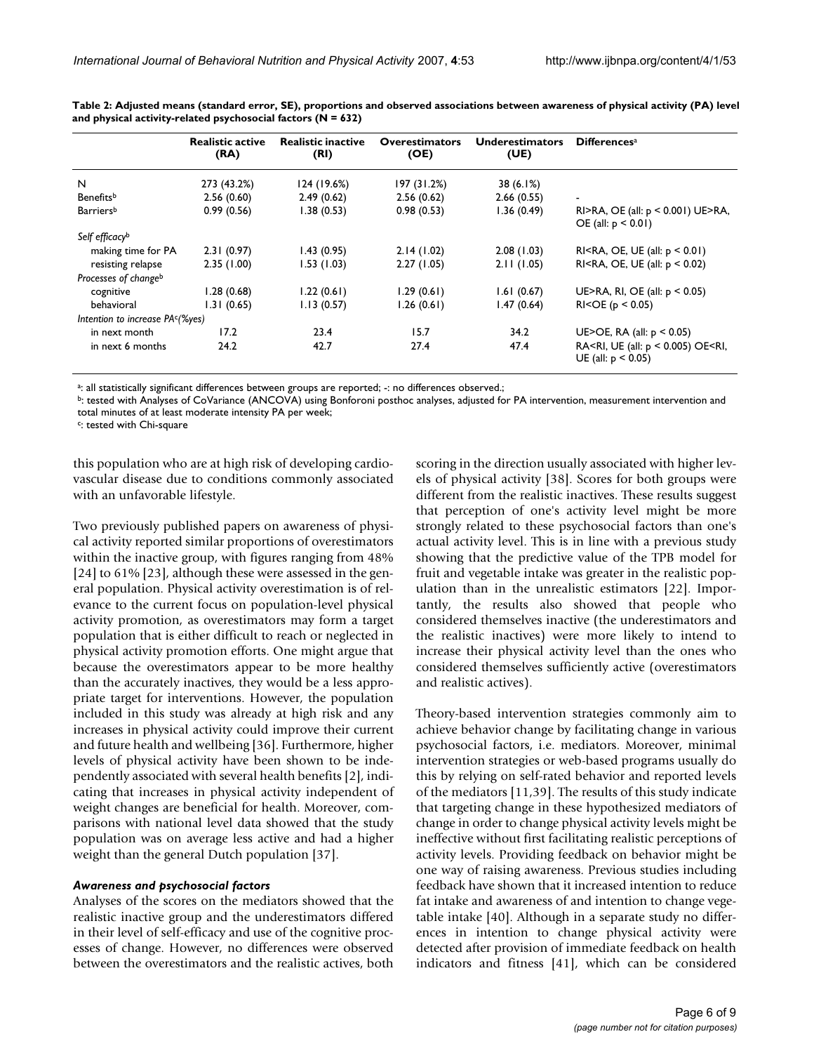**Table 2: Adjusted means (standard error, SE), proportions and observed associations between awareness of physical activity (PA) level and physical activity-related psychosocial factors (N = 632)**

| | Realistic active (RA) | Realistic inactive (RI) | Overestimators (OE) | Underestimators (UE) | Differences[a] |
|---|---|---|---|---|---|
| N | 273 (43.2%) | 124 (19.6%) | 197 (31.2%) | 38 (6.1%) | |
| Benefits[b] | 2.56 (0.60) | 2.49 (0.62) | 2.56 (0.62) | 2.66 (0.55) | - |
| Barriers[b] | 0.99 (0.56) | 1.38 (0.53) | 0.98 (0.53) | 1.36 (0.49) | RI>RA, OE (all: $p < 0.001$) UE>RA, OE (all: $p < 0.01$) |
| *Self efficacy*[b] | | | | | |
| making time for PA | 2.31 (0.97) | 1.43 (0.95) | 2.14 (1.02) | 2.08 (1.03) | RI<RA, OE, UE (all: $p < 0.01$) |
| resisting relapse | 2.35 (1.00) | 1.53 (1.03) | 2.27 (1.05) | 2.11 (1.05) | RI<RA, OE, UE (all: $p < 0.02$) |
| *Processes of change*[b] | | | | | |
| cognitive | 1.28 (0.68) | 1.22 (0.61) | 1.29 (0.61) | 1.61 (0.67) | UE>RA, RI, OE (all: $p < 0.05$) |
| behavioral | 1.31 (0.65) | 1.13 (0.57) | 1.26 (0.61) | 1.47 (0.64) | RI<OE ($p < 0.05$) |
| *Intention to increase PA*[c] *(%yes)* | | | | | |
| in next month | 17.2 | 23.4 | 15.7 | 34.2 | UE>OE, RA (all: $p < 0.05$) |
| in next 6 months | 24.2 | 42.7 | 27.4 | 47.4 | RA<RI, UE (all: $p < 0.005$) OE<RI, UE (all: $p < 0.05$) |

[a]: all statistically significant differences between groups are reported; -: no differences observed.;
[b]: tested with Analyses of CoVariance (ANCOVA) using Bonforoni posthoc analyses, adjusted for PA intervention, measurement intervention and total minutes of at least moderate intensity PA per week;
[c]: tested with Chi-square

this population who are at high risk of developing cardiovascular disease due to conditions commonly associated with an unfavorable lifestyle.

Two previously published papers on awareness of physical activity reported similar proportions of overestimators within the inactive group, with figures ranging from 48% [24] to 61% [23], although these were assessed in the general population. Physical activity overestimation is of relevance to the current focus on population-level physical activity promotion, as overestimators may form a target population that is either difficult to reach or neglected in physical activity promotion efforts. One might argue that because the overestimators appear to be more healthy than the accurately inactives, they would be a less appropriate target for interventions. However, the population included in this study was already at high risk and any increases in physical activity could improve their current and future health and wellbeing [36]. Furthermore, higher levels of physical activity have been shown to be independently associated with several health benefits [2], indicating that increases in physical activity independent of weight changes are beneficial for health. Moreover, comparisons with national level data showed that the study population was on average less active and had a higher weight than the general Dutch population [37].

### *Awareness and psychosocial factors*

Analyses of the scores on the mediators showed that the realistic inactive group and the underestimators differed in their level of self-efficacy and use of the cognitive processes of change. However, no differences were observed between the overestimators and the realistic actives, both scoring in the direction usually associated with higher levels of physical activity [38]. Scores for both groups were different from the realistic inactives. These results suggest that perception of one's activity level might be more strongly related to these psychosocial factors than one's actual activity level. This is in line with a previous study showing that the predictive value of the TPB model for fruit and vegetable intake was greater in the realistic population than in the unrealistic estimators [22]. Importantly, the results also showed that people who considered themselves inactive (the underestimators and the realistic inactives) were more likely to intend to increase their physical activity level than the ones who considered themselves sufficiently active (overestimators and realistic actives).

Theory-based intervention strategies commonly aim to achieve behavior change by facilitating change in various psychosocial factors, i.e. mediators. Moreover, minimal intervention strategies or web-based programs usually do this by relying on self-rated behavior and reported levels of the mediators [11,39]. The results of this study indicate that targeting change in these hypothesized mediators of change in order to change physical activity levels might be ineffective without first facilitating realistic perceptions of activity levels. Providing feedback on behavior might be one way of raising awareness. Previous studies including feedback have shown that it increased intention to reduce fat intake and awareness of and intention to change vegetable intake [40]. Although in a separate study no differences in intention to change physical activity were detected after provision of immediate feedback on health indicators and fitness [41], which can be considered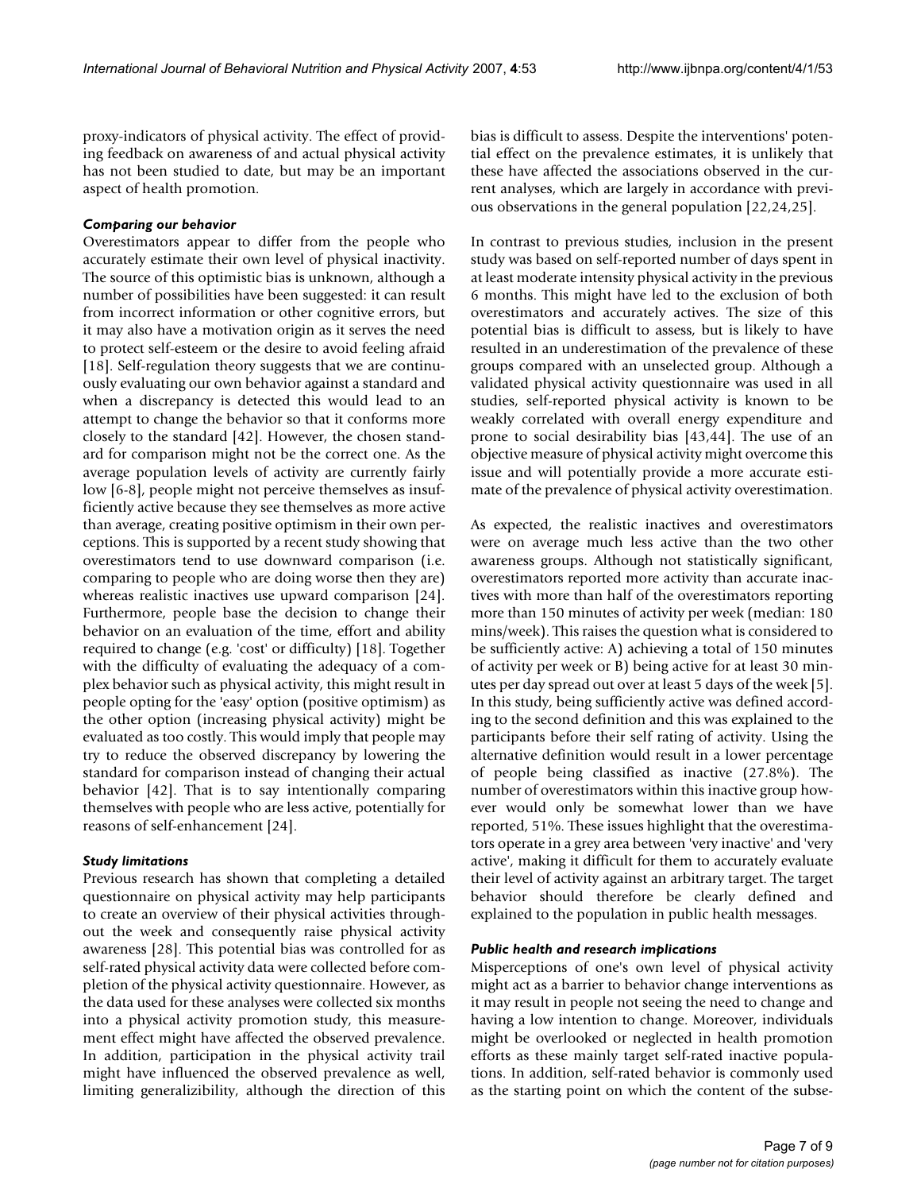proxy-indicators of physical activity. The effect of providing feedback on awareness of and actual physical activity has not been studied to date, but may be an important aspect of health promotion.

### *Comparing our behavior*

Overestimators appear to differ from the people who accurately estimate their own level of physical inactivity. The source of this optimistic bias is unknown, although a number of possibilities have been suggested: it can result from incorrect information or other cognitive errors, but it may also have a motivation origin as it serves the need to protect self-esteem or the desire to avoid feeling afraid [18]. Self-regulation theory suggests that we are continuously evaluating our own behavior against a standard and when a discrepancy is detected this would lead to an attempt to change the behavior so that it conforms more closely to the standard [42]. However, the chosen standard for comparison might not be the correct one. As the average population levels of activity are currently fairly low [6-8], people might not perceive themselves as insufficiently active because they see themselves as more active than average, creating positive optimism in their own perceptions. This is supported by a recent study showing that overestimators tend to use downward comparison (i.e. comparing to people who are doing worse then they are) whereas realistic inactives use upward comparison [24]. Furthermore, people base the decision to change their behavior on an evaluation of the time, effort and ability required to change (e.g. 'cost' or difficulty) [18]. Together with the difficulty of evaluating the adequacy of a complex behavior such as physical activity, this might result in people opting for the 'easy' option (positive optimism) as the other option (increasing physical activity) might be evaluated as too costly. This would imply that people may try to reduce the observed discrepancy by lowering the standard for comparison instead of changing their actual behavior [42]. That is to say intentionally comparing themselves with people who are less active, potentially for reasons of self-enhancement [24].

### *Study limitations*

Previous research has shown that completing a detailed questionnaire on physical activity may help participants to create an overview of their physical activities throughout the week and consequently raise physical activity awareness [28]. This potential bias was controlled for as self-rated physical activity data were collected before completion of the physical activity questionnaire. However, as the data used for these analyses were collected six months into a physical activity promotion study, this measurement effect might have affected the observed prevalence. In addition, participation in the physical activity trail might have influenced the observed prevalence as well, limiting generalizibility, although the direction of this bias is difficult to assess. Despite the interventions' potential effect on the prevalence estimates, it is unlikely that these have affected the associations observed in the current analyses, which are largely in accordance with previous observations in the general population [22,24,25].

In contrast to previous studies, inclusion in the present study was based on self-reported number of days spent in at least moderate intensity physical activity in the previous 6 months. This might have led to the exclusion of both overestimators and accurately actives. The size of this potential bias is difficult to assess, but is likely to have resulted in an underestimation of the prevalence of these groups compared with an unselected group. Although a validated physical activity questionnaire was used in all studies, self-reported physical activity is known to be weakly correlated with overall energy expenditure and prone to social desirability bias [43,44]. The use of an objective measure of physical activity might overcome this issue and will potentially provide a more accurate estimate of the prevalence of physical activity overestimation.

As expected, the realistic inactives and overestimators were on average much less active than the two other awareness groups. Although not statistically significant, overestimators reported more activity than accurate inactives with more than half of the overestimators reporting more than 150 minutes of activity per week (median: 180 mins/week). This raises the question what is considered to be sufficiently active: A) achieving a total of 150 minutes of activity per week or B) being active for at least 30 minutes per day spread out over at least 5 days of the week [5]. In this study, being sufficiently active was defined according to the second definition and this was explained to the participants before their self rating of activity. Using the alternative definition would result in a lower percentage of people being classified as inactive (27.8%). The number of overestimators within this inactive group however would only be somewhat lower than we have reported, 51%. These issues highlight that the overestimators operate in a grey area between 'very inactive' and 'very active', making it difficult for them to accurately evaluate their level of activity against an arbitrary target. The target behavior should therefore be clearly defined and explained to the population in public health messages.

### *Public health and research implications*

Misperceptions of one's own level of physical activity might act as a barrier to behavior change interventions as it may result in people not seeing the need to change and having a low intention to change. Moreover, individuals might be overlooked or neglected in health promotion efforts as these mainly target self-rated inactive populations. In addition, self-rated behavior is commonly used as the starting point on which the content of the subse-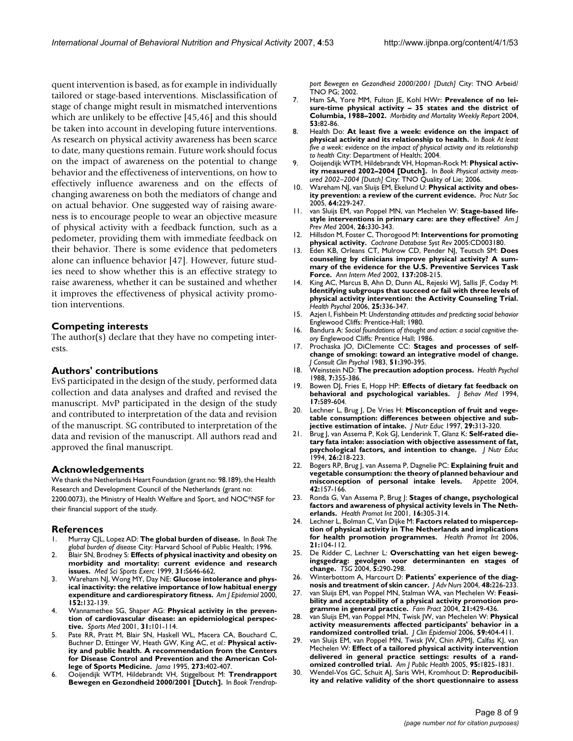quent intervention is based, as for example in individually tailored or stage-based interventions. Misclassification of stage of change might result in mismatched interventions which are unlikely to be effective [45,46] and this should be taken into account in developing future interventions. As research on physical activity awareness has been scarce to date, many questions remain. Future work should focus on the impact of awareness on the potential to change behavior and the effectiveness of interventions, on how to effectively influence awareness and on the effects of changing awareness on both the mediators of change and on actual behavior. One suggested way of raising awareness is to encourage people to wear an objective measure of physical activity with a feedback function, such as a pedometer, providing them with immediate feedback on their behavior. There is some evidence that pedometers alone can influence behavior [47]. However, future studies need to show whether this is an effective strategy to raise awareness, whether it can be sustained and whether it improves the effectiveness of physical activity promotion interventions.

## Competing interests

The author(s) declare that they have no competing interests.

## Authors' contributions

EvS participated in the design of the study, performed data collection and data analyses and drafted and revised the manuscript. MvP participated in the design of the study and contributed to interpretation of the data and revision of the manuscript. SG contributed to interpretation of the data and revision of the manuscript. All authors read and approved the final manuscript.

## Acknowledgements

We thank the Netherlands Heart Foundation (grant no: 98.189), the Health Research and Development Council of the Netherlands (grant no: 2200.0073), the Ministry of Health Welfare and Sport, and NOC*NSF for their financial support of the study.

## References

1. Murray CJL, Lopez AD: **The global burden of disease.** In *Book The global burden of disease* City: Harvard School of Public Health; 1996.
2. Blair SN, Brodney S: **Effects of physical inactivity and obesity on morbidity and mortality: current evidence and research issues.** *Med Sci Sports Exerc* 1999, **31:**S646-662.
3. Wareham NJ, Wong MY, Day NE: **Glucose intolerance and physical inactivity: the relative importance of low habitual energy expenditure and cardiorespiratory fitness.** *Am J Epidemiol* 2000, **152:**132-139.
4. Wannamethee SG, Shaper AG: **Physical activity in the prevention of cardiovascular disease: an epidemiological perspective.** *Sports Med* 2001, **31:**101-114.
5. Pate RR, Pratt M, Blair SN, Haskell WL, Macera CA, Bouchard C, Buchner D, Ettinger W, Heath GW, King AC, *et al.*: **Physical activity and public health. A recommendation from the Centers for Disease Control and Prevention and the American College of Sports Medicine.** *Jama* 1995, **273:**402-407.
6. Ooijendijk WTM, Hildebrandt VH, Stiggelbout M: **Trendrapport Bewegen en Gezondheid 2000/2001 [Dutch].** In *Book Trendrapport Bewegen en Gezondheid 2000/2001 [Dutch]* City: TNO Arbeid/ TNO PG; 2002.
7. Ham SA, Yore MM, Fulton JE, Kohl HWr: **Prevalence of no leisure-time physical activity – 35 states and the district of Columbia, 1988–2002.** *Morbidity and Mortality Weekly Report* 2004, **53:**82-86.
8. Health Do: **At least five a week: evidence on the impact of physical activity and its relationship to health.** In *Book At least five a week: evidence on the impact of physical activity and its relationship to health* City: Department of Health; 2004.
9. Ooijendijk WTM, Hildebrandt VH, Hopman-Rock M: **Physical activity measured 2002–2004 [Dutch].** In *Book Physical activity measured 2002–2004 [Dutch]* City: TNO Quality of Lie; 2006.
10. Wareham NJ, van Sluijs EM, Ekelund U: **Physical activity and obesity prevention: a review of the current evidence.** *Proc Nutr Soc* 2005, **64:**229-247.
11. van Sluijs EM, van Poppel MN, van Mechelen W: **Stage-based lifestyle interventions in primary care: are they effective?** *Am J Prev Med* 2004, **26:**330-343.
12. Hillsdon M, Foster C, Thorogood M: **Interventions for promoting physical activity.** *Cochrane Database Syst Rev* 2005:CD003180.
13. Eden KB, Orleans CT, Mulrow CD, Pender NJ, Teutsch SM: **Does counseling by clinicians improve physical activity? A summary of the evidence for the U.S. Preventive Services Task Force.** *Ann Intern Med* 2002, **137:**208-215.
14. King AC, Marcus B, Ahn D, Dunn AL, Rejeski WJ, Sallis JF, Coday M: **Identifying subgroups that succeed or fail with three levels of physical activity intervention: the Activity Counseling Trial.** *Health Psychol* 2006, **25:**336-347.
15. Azjen I, Fishbein M: *Understanding attitudes and predicting social behavior* Englewood Cliffs: Prentice-Hall; 1980.
16. Bandura A: *Social foundations of thought and action: a social cognitive theory* Englewood Cliffs: Prentice Hall; 1986.
17. Prochaska JO, DiClemente CC: **Stages and processes of self-change of smoking: toward an integrative model of change.** *J Consult Clin Psychol* 1983, **51:**390-395.
18. Weinstein ND: **The precaution adoption process.** *Health Psychol* 1988, **7:**355-386.
19. Bowen DJ, Fries E, Hopp HP: **Effects of dietary fat feedback on behavioral and psychological variables.** *J Behav Med* 1994, **17:**589-604.
20. Lechner L, Brug J, De Vries H: **Misconception of fruit and vegetable consumption: differences between objective and subjective estimation of intake.** *J Nutr Educ* 1997, **29:**313-320.
21. Brug J, van Assema P, Kok GJ, Lenderink T, Glanz K: **Self-rated dietary fata intake: association with objective assessment of fat, psychological factors, and intention to change.** *J Nutr Educ* 1994, **26:**218-223.
22. Bogers RP, Brug J, van Assema P, Dagnelie PC: **Explaining fruit and vegetable consumption: the theory of planned behaviour and misconception of personal intake levels.** *Appetite* 2004, **42:**157-166.
23. Ronda G, Van Assema P, Brug J: **Stages of change, psychological factors and awareness of physical activity levels in The Netherlands.** *Health Promot Int* 2001, **16:**305-314.
24. Lechner L, Bolman C, Van Dijke M: **Factors related to misperception of physical activity in The Netherlands and implications for health promotion programmes.** *Health Promot Int* 2006, **21:**104-112.
25. De Ridder C, Lechner L: **Overschatting van het eigen beweggingsgedrag: gevolgen voor determinanten en stages of change.** *TSG* 2004, **5:**290-298.
26. Winterbottom A, Harcourt D: **Patients' experience of the diagnosis and treatment of skin cancer.** *J Adv Nurs* 2004, **48:**226-233.
27. van Sluijs EM, van Poppel MN, Stalman WA, van Mechelen W: **Feasibility and acceptability of a physical activity promotion programme in general practice.** *Fam Pract* 2004, **21:**429-436.
28. van Sluijs EM, van Poppel MN, Twisk JW, van Mechelen W: **Physical activity measurements affected participants' behavior in a randomized controlled trial.** *J Clin Epidemiol* 2006, **59:**404-411.
29. van Sluijs EM, van Poppel MN, Twisk JW, Chin APMJ, Calfas KJ, van Mechelen W: **Effect of a tailored physical activity intervention delivered in general practice settings: results of a randomized controlled trial.** *Am J Public Health* 2005, **95:**1825-1831.
30. Wendel-Vos GC, Schuit AJ, Saris WH, Kromhout D: **Reproducibility and relative validity of the short questionnaire to assess**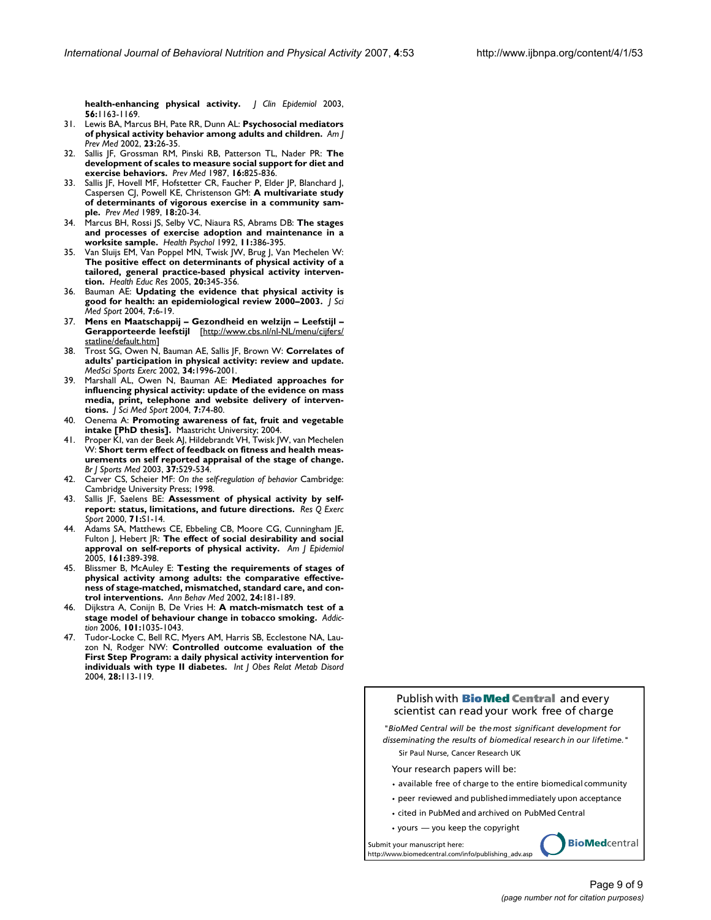**health-enhancing physical activity.** *J Clin Epidemiol* 2003, **56:**1163-1169.

31. Lewis BA, Marcus BH, Pate RR, Dunn AL: **Psychosocial mediators of physical activity behavior among adults and children.** *Am J Prev Med* 2002, **23:**26-35.
32. Sallis JF, Grossman RM, Pinski RB, Patterson TL, Nader PR: **The development of scales to measure social support for diet and exercise behaviors.** *Prev Med* 1987, **16:**825-836.
33. Sallis JF, Hovell MF, Hofstetter CR, Faucher P, Elder JP, Blanchard J, Caspersen CJ, Powell KE, Christenson GM: **A multivariate study of determinants of vigorous exercise in a community sample.** *Prev Med* 1989, **18:**20-34.
34. Marcus BH, Rossi JS, Selby VC, Niaura RS, Abrams DB: **The stages and processes of exercise adoption and maintenance in a worksite sample.** *Health Psychol* 1992, **11:**386-395.
35. Van Sluijs EM, Van Poppel MN, Twisk JW, Brug J, Van Mechelen W: **The positive effect on determinants of physical activity of a tailored, general practice-based physical activity intervention.** *Health Educ Res* 2005, **20:**345-356.
36. Bauman AE: **Updating the evidence that physical activity is good for health: an epidemiological review 2000–2003.** *J Sci Med Sport* 2004, **7:**6-19.
37. **Mens en Maatschappij – Gezondheid en welzijn – Leefstijl – Gerapporteerde leefstijl** [http://www.cbs.nl/nl-NL/menu/cijfers/statline/default.htm]
38. Trost SG, Owen N, Bauman AE, Sallis JF, Brown W: **Correlates of adults' participation in physical activity: review and update.** *MedSci Sports Exerc* 2002, **34:**1996-2001.
39. Marshall AL, Owen N, Bauman AE: **Mediated approaches for influencing physical activity: update of the evidence on mass media, print, telephone and website delivery of interventions.** *J Sci Med Sport* 2004, **7:**74-80.
40. Oenema A: **Promoting awareness of fat, fruit and vegetable intake [PhD thesis].** Maastricht University; 2004.
41. Proper KI, van der Beek AJ, Hildebrandt VH, Twisk JW, van Mechelen W: **Short term effect of feedback on fitness and health measurements on self reported appraisal of the stage of change.** *Br J Sports Med* 2003, **37:**529-534.
42. Carver CS, Scheier MF: *On the self-regulation of behavior* Cambridge: Cambridge University Press; 1998.
43. Sallis JF, Saelens BE: **Assessment of physical activity by self-report: status, limitations, and future directions.** *Res Q Exerc Sport* 2000, **71:**S1-14.
44. Adams SA, Matthews CE, Ebbeling CB, Moore CG, Cunningham JE, Fulton J, Hebert JR: **The effect of social desirability and social approval on self-reports of physical activity.** *Am J Epidemiol* 2005, **161:**389-398.
45. Blissmer B, McAuley E: **Testing the requirements of stages of physical activity among adults: the comparative effectiveness of stage-matched, mismatched, standard care, and control interventions.** *Ann Behav Med* 2002, **24:**181-189.
46. Dijkstra A, Conijn B, De Vries H: **A match-mismatch test of a stage model of behaviour change in tobacco smoking.** *Addiction* 2006, **101:**1035-1043.
47. Tudor-Locke C, Bell RC, Myers AM, Harris SB, Ecclestone NA, Lauzon N, Rodger NW: **Controlled outcome evaluation of the First Step Program: a daily physical activity intervention for individuals with type II diabetes.** *Int J Obes Relat Metab Disord* 2004, **28:**113-119.

Publish with **BioMed Central** and every scientist can read your work free of charge

*"BioMed Central will be the most significant development for disseminating the results of biomedical research in our lifetime."*
Sir Paul Nurse, Cancer Research UK

Your research papers will be:

- available free of charge to the entire biomedical community
- peer reviewed and published immediately upon acceptance
- cited in PubMed and archived on PubMed Central
- yours — you keep the copyright

Submit your manuscript here:
http://www.biomedcentral.com/info/publishing_adv.asp

**BioMed**central